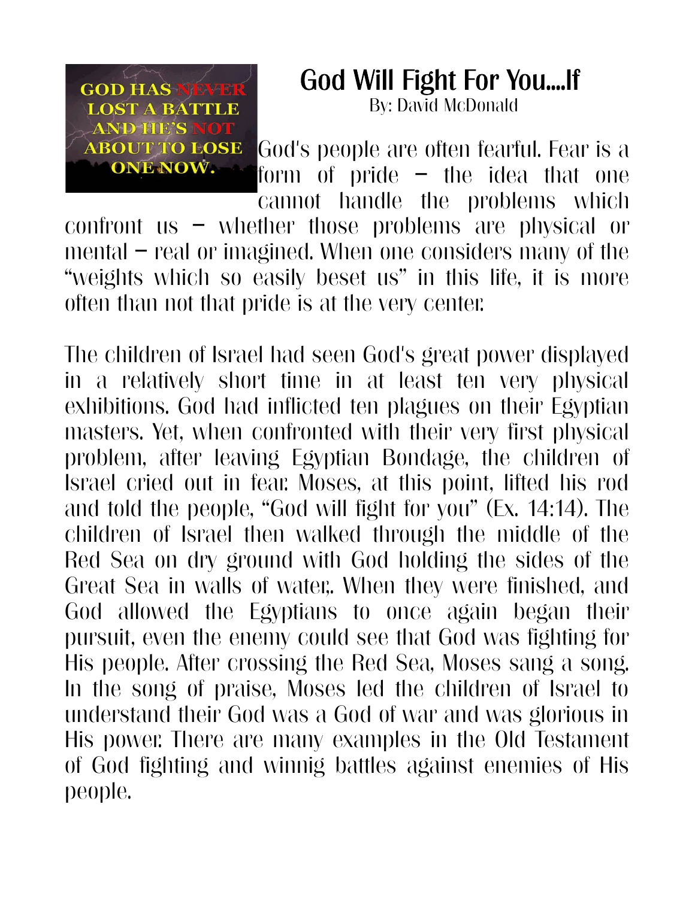# God Will Fight For You....If

By: David McDonald

God's people are often fearful. Fear is a form of pride – the idea that one cannot handle the problems which confront us – whether those problems are physical or mental – real or imagined. When one considers many of the "weights which so easily beset us" in this life, it is more often than not that pride is at the very center.

The children of Israel had seen God's great power displayed in a relatively short time in at least ten very physical exhibitions. God had inflicted ten plagues on their Egyptian masters. Yet, when confronted with their very first physical problem, after leaving Egyptian Bondage, the children of Israel cried out in fear. Moses, at this point, lifted his rod and told the people, "God will fight for you" (Ex. 14:14). The children of Israel then walked through the middle of the Red Sea on dry ground with God holding the sides of the Great Sea in walls of water,. When they were finished, and God allowed the Egyptians to once again began their pursuit, even the enemy could see that God was fighting for His people. After crossing the Red Sea, Moses sang a song. In the song of praise, Moses led the children of Israel to understand their God was a God of war and was glorious in His power. There are many examples in the Old Testament of God fighting and winnig battles against enemies of His people.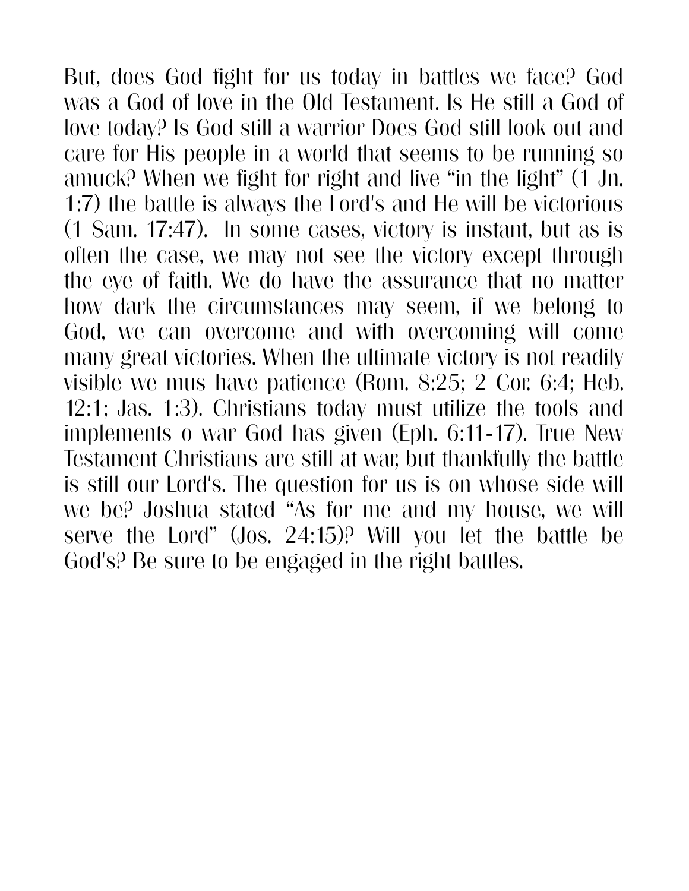But, does God fight for us today in battles we face? God was a God of love in the Old Testament. Is He still a God of love today? Is God still a warrior Does God still look out and care for His people in a world that seems to be running so amuck? When we fight for right and live "in the light" (1 Jn. 1:7) the battle is always the Lord's and He will be victorious (1 Sam. 17:47). In some cases, victory is instant, but as is often the case, we may not see the victory except through the eye of faith. We do have the assurance that no matter how dark the circumstances may seem, if we belong to God, we can overcome and with overcoming will come many great victories. When the ultimate victory is not readily visible we mus have patience (Rom. 8:25; 2 Cor. 6:4; Heb. 12:1; Jas. 1:3). Christians today must utilize the tools and implements o war God has given (Eph. 6:11-17). True New Testament Christians are still at war, but thankfully the battle is still our Lord's. The question for us is on whose side will we be? Joshua stated "As for me and my house, we will serve the Lord" (Jos. 24:15)? Will you let the battle be God's? Be sure to be engaged in the right battles.